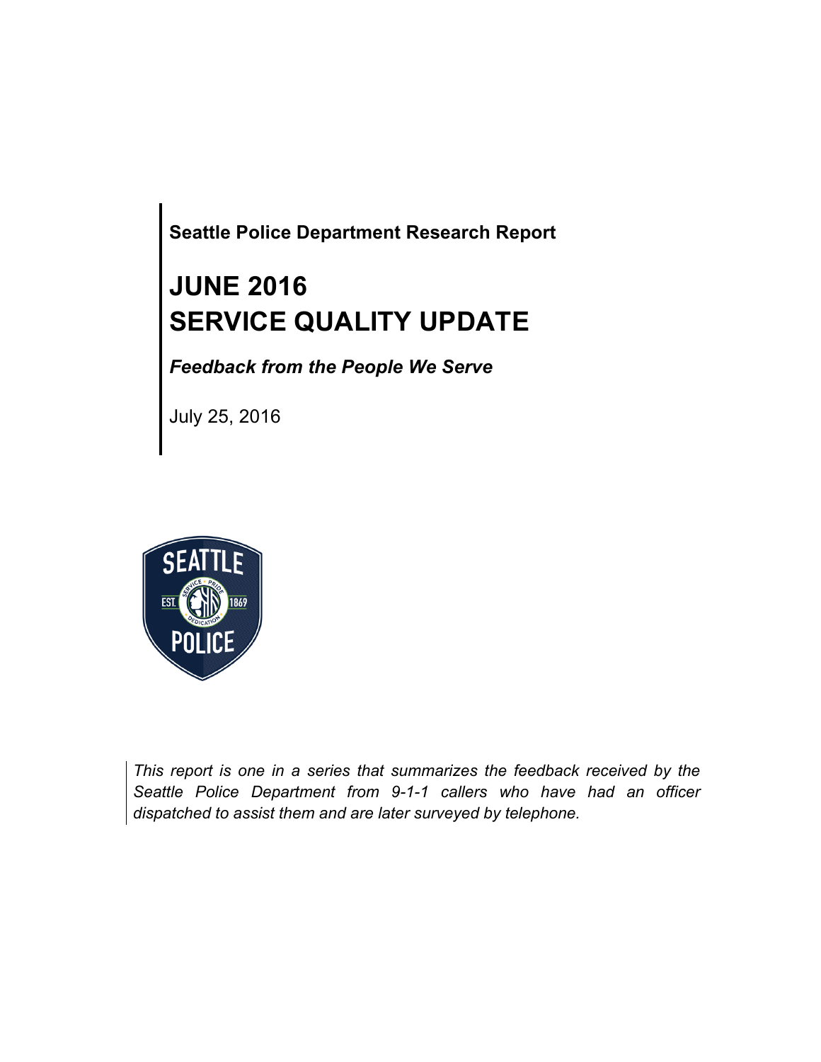**Seattle Police Department Research Report**

# JUNE 2016
# SERVICE QUALITY UPDATE

***Feedback from the People We Serve***

July 25, 2016

*This report is one in a series that summarizes the feedback received by the Seattle Police Department from 9-1-1 callers who have had an officer dispatched to assist them and are later surveyed by telephone.*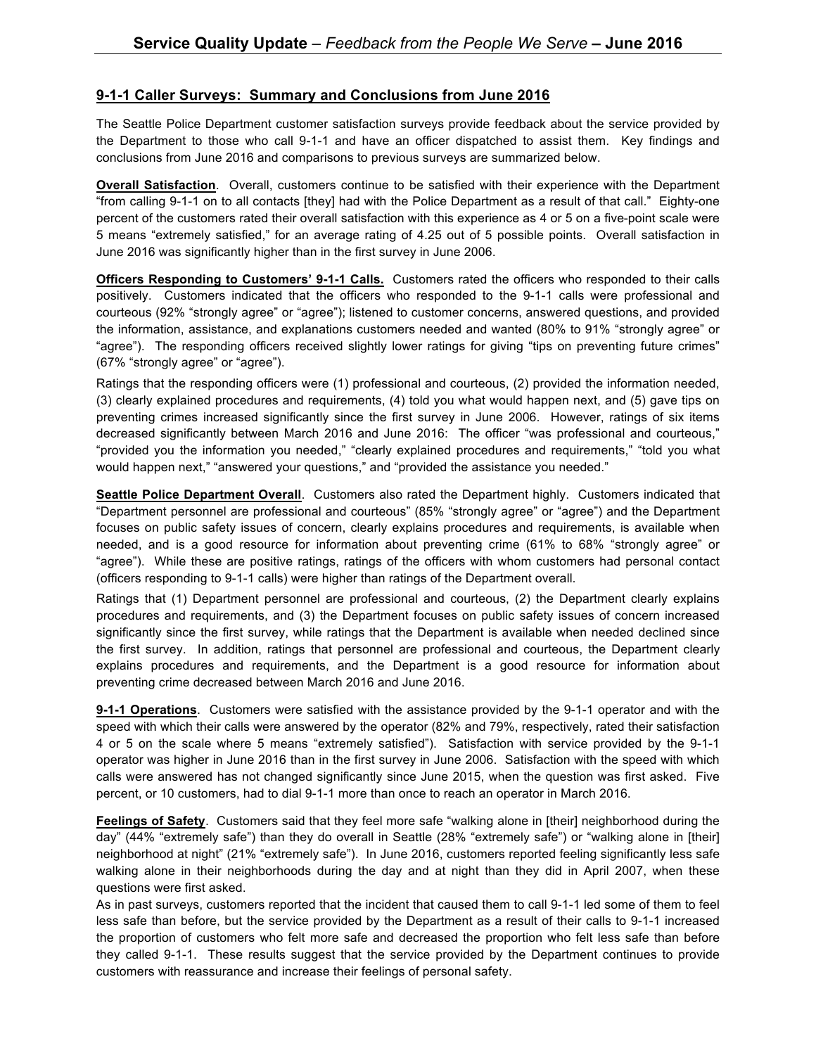## 9-1-1 Caller Surveys: Summary and Conclusions from June 2016

The Seattle Police Department customer satisfaction surveys provide feedback about the service provided by the Department to those who call 9-1-1 and have an officer dispatched to assist them. Key findings and conclusions from June 2016 and comparisons to previous surveys are summarized below.

**Overall Satisfaction**. Overall, customers continue to be satisfied with their experience with the Department "from calling 9-1-1 on to all contacts [they] had with the Police Department as a result of that call." Eighty-one percent of the customers rated their overall satisfaction with this experience as 4 or 5 on a five-point scale were 5 means "extremely satisfied," for an average rating of 4.25 out of 5 possible points. Overall satisfaction in June 2016 was significantly higher than in the first survey in June 2006.

**Officers Responding to Customers' 9-1-1 Calls.** Customers rated the officers who responded to their calls positively. Customers indicated that the officers who responded to the 9-1-1 calls were professional and courteous (92% "strongly agree" or "agree"); listened to customer concerns, answered questions, and provided the information, assistance, and explanations customers needed and wanted (80% to 91% "strongly agree" or "agree"). The responding officers received slightly lower ratings for giving "tips on preventing future crimes" (67% "strongly agree" or "agree").

Ratings that the responding officers were (1) professional and courteous, (2) provided the information needed, (3) clearly explained procedures and requirements, (4) told you what would happen next, and (5) gave tips on preventing crimes increased significantly since the first survey in June 2006. However, ratings of six items decreased significantly between March 2016 and June 2016: The officer "was professional and courteous," "provided you the information you needed," "clearly explained procedures and requirements," "told you what would happen next," "answered your questions," and "provided the assistance you needed."

**Seattle Police Department Overall**. Customers also rated the Department highly. Customers indicated that "Department personnel are professional and courteous" (85% "strongly agree" or "agree") and the Department focuses on public safety issues of concern, clearly explains procedures and requirements, is available when needed, and is a good resource for information about preventing crime (61% to 68% "strongly agree" or "agree"). While these are positive ratings, ratings of the officers with whom customers had personal contact (officers responding to 9-1-1 calls) were higher than ratings of the Department overall.

Ratings that (1) Department personnel are professional and courteous, (2) the Department clearly explains procedures and requirements, and (3) the Department focuses on public safety issues of concern increased significantly since the first survey, while ratings that the Department is available when needed declined since the first survey. In addition, ratings that personnel are professional and courteous, the Department clearly explains procedures and requirements, and the Department is a good resource for information about preventing crime decreased between March 2016 and June 2016.

**9-1-1 Operations**. Customers were satisfied with the assistance provided by the 9-1-1 operator and with the speed with which their calls were answered by the operator (82% and 79%, respectively, rated their satisfaction 4 or 5 on the scale where 5 means "extremely satisfied"). Satisfaction with service provided by the 9-1-1 operator was higher in June 2016 than in the first survey in June 2006. Satisfaction with the speed with which calls were answered has not changed significantly since June 2015, when the question was first asked. Five percent, or 10 customers, had to dial 9-1-1 more than once to reach an operator in March 2016.

**Feelings of Safety**. Customers said that they feel more safe "walking alone in [their] neighborhood during the day" (44% "extremely safe") than they do overall in Seattle (28% "extremely safe") or "walking alone in [their] neighborhood at night" (21% "extremely safe"). In June 2016, customers reported feeling significantly less safe walking alone in their neighborhoods during the day and at night than they did in April 2007, when these questions were first asked.

As in past surveys, customers reported that the incident that caused them to call 9-1-1 led some of them to feel less safe than before, but the service provided by the Department as a result of their calls to 9-1-1 increased the proportion of customers who felt more safe and decreased the proportion who felt less safe than before they called 9-1-1. These results suggest that the service provided by the Department continues to provide customers with reassurance and increase their feelings of personal safety.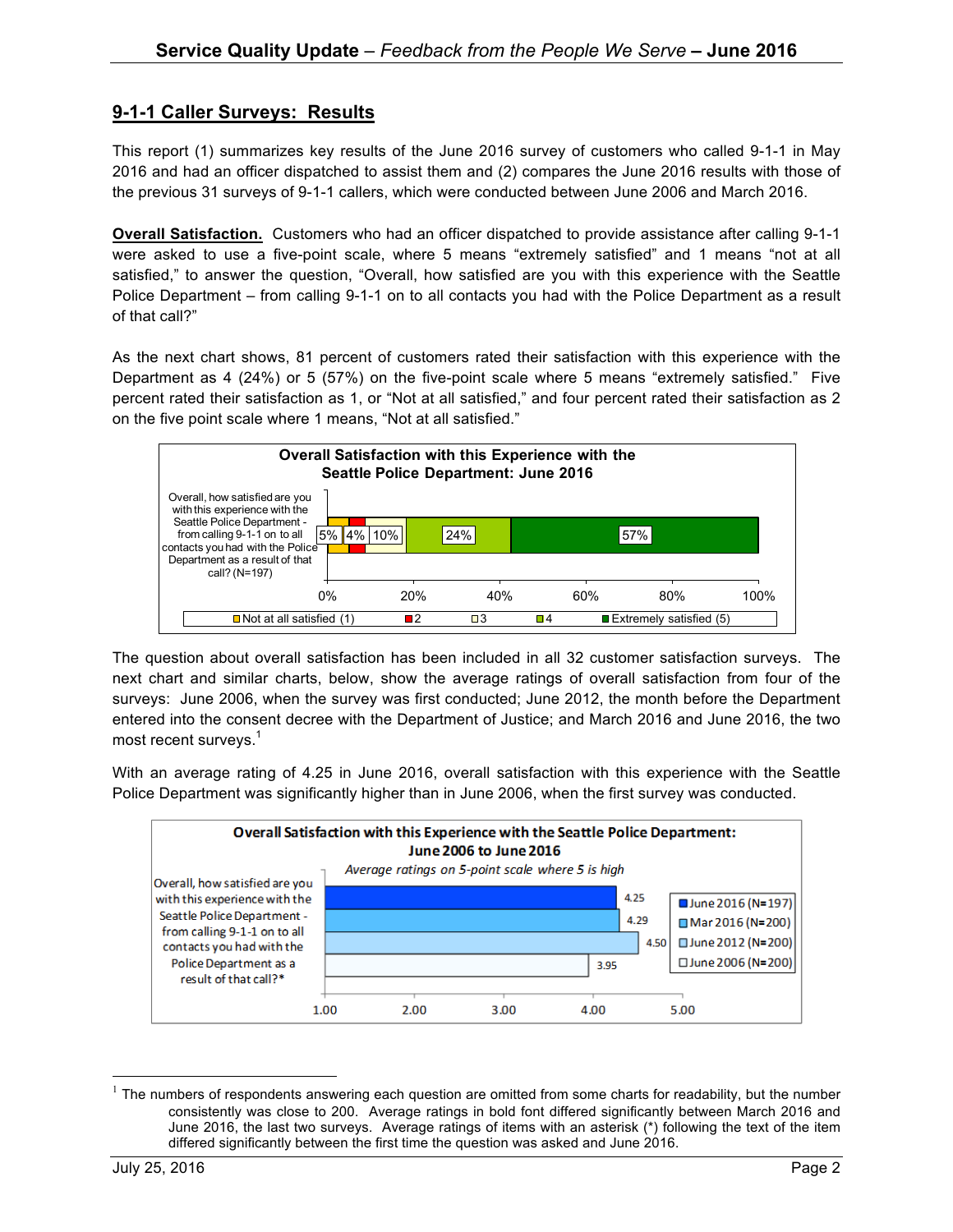## 9-1-1 Caller Surveys: Results

This report (1) summarizes key results of the June 2016 survey of customers who called 9-1-1 in May 2016 and had an officer dispatched to assist them and (2) compares the June 2016 results with those of the previous 31 surveys of 9-1-1 callers, which were conducted between June 2006 and March 2016.

**Overall Satisfaction.** Customers who had an officer dispatched to provide assistance after calling 9-1-1 were asked to use a five-point scale, where 5 means "extremely satisfied" and 1 means "not at all satisfied," to answer the question, "Overall, how satisfied are you with this experience with the Seattle Police Department – from calling 9-1-1 on to all contacts you had with the Police Department as a result of that call?"

As the next chart shows, 81 percent of customers rated their satisfaction with this experience with the Department as 4 (24%) or 5 (57%) on the five-point scale where 5 means "extremely satisfied." Five percent rated their satisfaction as 1, or "Not at all satisfied," and four percent rated their satisfaction as 2 on the five point scale where 1 means, "Not at all satisfied."

**Overall Satisfaction with this Experience with the Seattle Police Department: June 2016**

| Question | Not at all satisfied (1) | 2 | 3 | 4 | Extremely satisfied (5) |
|---|---|---|---|---|---|
| Overall, how satisfied are you with this experience with the Seattle Police Department - from calling 9-1-1 on to all contacts you had with the Police Department as a result of that call? (N=197) | 5% | 4% | 10% | 24% | 57% |

The question about overall satisfaction has been included in all 32 customer satisfaction surveys. The next chart and similar charts, below, show the average ratings of overall satisfaction from four of the surveys: June 2006, when the survey was first conducted; June 2012, the month before the Department entered into the consent decree with the Department of Justice; and March 2016 and June 2016, the two most recent surveys.[1]

With an average rating of 4.25 in June 2016, overall satisfaction with this experience with the Seattle Police Department was significantly higher than in June 2006, when the first survey was conducted.

**Overall Satisfaction with this Experience with the Seattle Police Department: June 2006 to June 2016**

*Average ratings on 5-point scale where 5 is high*

| Question | June 2016 (N=197) | Mar 2016 (N=200) | June 2012 (N=200) | June 2006 (N=200) |
|---|---|---|---|---|
| Overall, how satisfied are you with this experience with the Seattle Police Department - from calling 9-1-1 on to all contacts you had with the Police Department as a result of that call?* | 4.25 | 4.29 | 4.50 | 3.95 |

[1] The numbers of respondents answering each question are omitted from some charts for readability, but the number consistently was close to 200. Average ratings in bold font differed significantly between March 2016 and June 2016, the last two surveys. Average ratings of items with an asterisk (*) following the text of the item differed significantly between the first time the question was asked and June 2016.

July 25, 2016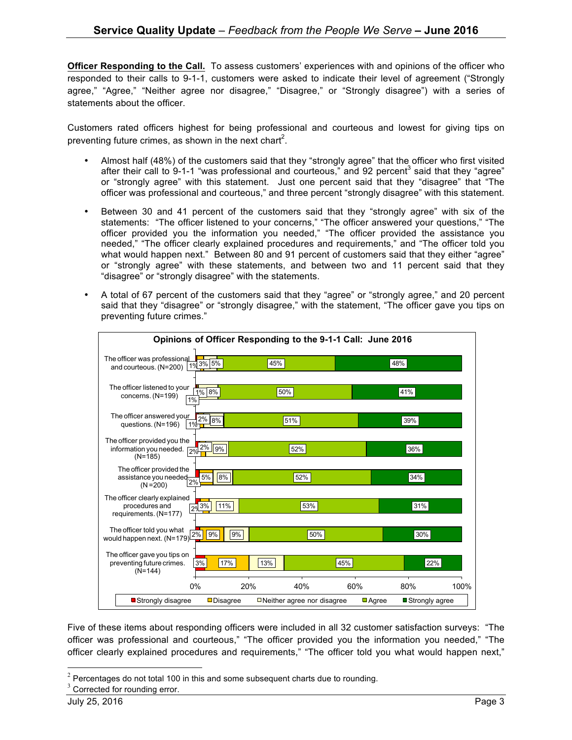**Officer Responding to the Call.** To assess customers' experiences with and opinions of the officer who responded to their calls to 9-1-1, customers were asked to indicate their level of agreement ("Strongly agree," "Agree," "Neither agree nor disagree," "Disagree," or "Strongly disagree") with a series of statements about the officer.

Customers rated officers highest for being professional and courteous and lowest for giving tips on preventing future crimes, as shown in the next chart[2].

- Almost half (48%) of the customers said that they "strongly agree" that the officer who first visited after their call to 9-1-1 "was professional and courteous," and 92 percent[3] said that they "agree" or "strongly agree" with this statement. Just one percent said that they "disagree" that "The officer was professional and courteous," and three percent "strongly disagree" with this statement.
- Between 30 and 41 percent of the customers said that they "strongly agree" with six of the statements: "The officer listened to your concerns," "The officer answered your questions," "The officer provided you the information you needed," "The officer provided the assistance you needed," "The officer clearly explained procedures and requirements," and "The officer told you what would happen next." Between 80 and 91 percent of customers said that they either "agree" or "strongly agree" with these statements, and between two and 11 percent said that they "disagree" or "strongly disagree" with the statements.
- A total of 67 percent of the customers said that they "agree" or "strongly agree," and 20 percent said that they "disagree" or "strongly disagree," with the statement, "The officer gave you tips on preventing future crimes."

**Opinions of Officer Responding to the 9-1-1 Call: June 2016**

| Statement | Strongly disagree | Disagree | Neither agree nor disagree | Agree | Strongly agree |
|---|---|---|---|---|---|
| The officer was professional and courteous. (N=200) | 3% | 1% | 5% | 45% | 48% |
| The officer listened to your concerns. (N=199) | 1% | 1% | 8% | 50% | 41% |
| The officer answered your questions. (N=196) | 2% | 1% | 8% | 51% | 39% |
| The officer provided you the information you needed. (N=185) | 2% | 2% | 9% | 52% | 36% |
| The officer provided the assistance you needed. (N=200) | 2% | 5% | 8% | 52% | 34% |
| The officer clearly explained procedures and requirements. (N=177) | 2% | 3% | 11% | 53% | 31% |
| The officer told you what would happen next. (N=179) | 2% | 9% | 9% | 50% | 30% |
| The officer gave you tips on preventing future crimes. (N=144) | 3% | 17% | 13% | 45% | 22% |

Five of these items about responding officers were included in all 32 customer satisfaction surveys: "The officer was professional and courteous," "The officer provided you the information you needed," "The officer clearly explained procedures and requirements," "The officer told you what would happen next,"

[2] Percentages do not total 100 in this and some subsequent charts due to rounding.

[3] Corrected for rounding error.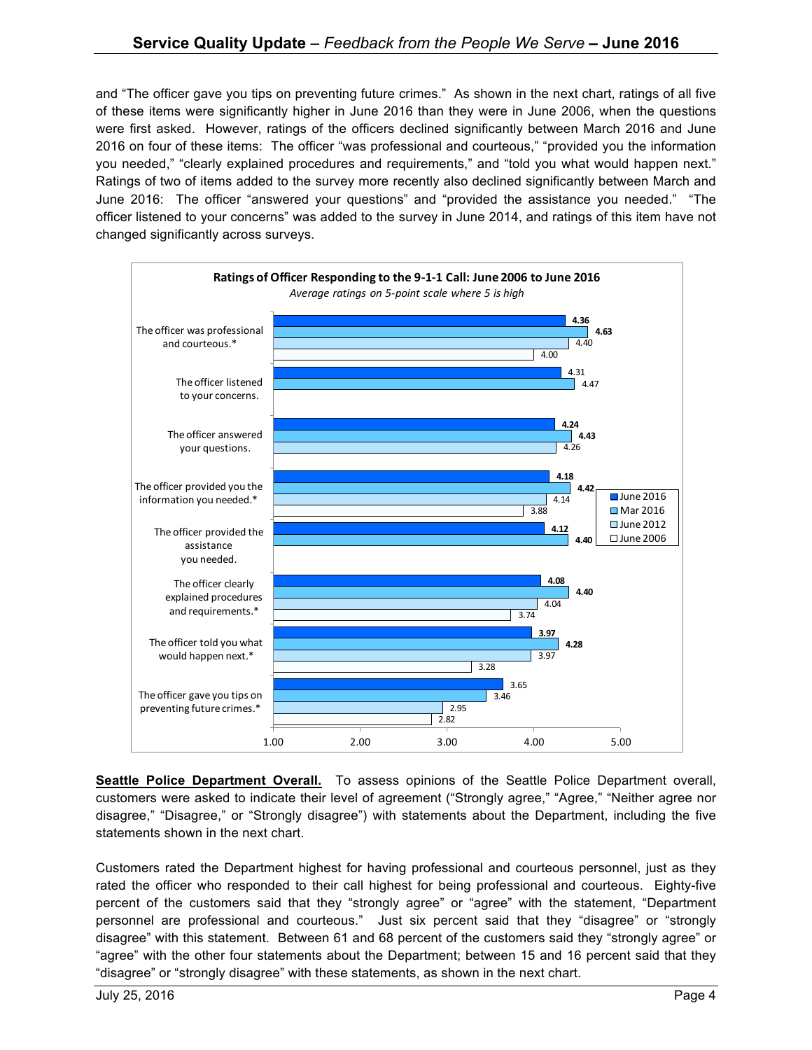and "The officer gave you tips on preventing future crimes." As shown in the next chart, ratings of all five of these items were significantly higher in June 2016 than they were in June 2006, when the questions were first asked. However, ratings of the officers declined significantly between March 2016 and June 2016 on four of these items: The officer "was professional and courteous," "provided you the information you needed," "clearly explained procedures and requirements," and "told you what would happen next." Ratings of two of items added to the survey more recently also declined significantly between March and June 2016: The officer "answered your questions" and "provided the assistance you needed." "The officer listened to your concerns" was added to the survey in June 2014, and ratings of this item have not changed significantly across surveys.

**Ratings of Officer Responding to the 9-1-1 Call: June 2006 to June 2016**

*Average ratings on 5-point scale where 5 is high*

| Item | June 2016 | Mar 2016 | June 2012 | June 2006 |
|---|---|---|---|---|
| The officer was professional and courteous.* | **4.36** | **4.63** | 4.40 | 4.00 |
| The officer listened to your concerns. | 4.31 | 4.47 | | |
| The officer answered your questions. | **4.24** | **4.43** | 4.26 | |
| The officer provided you the information you needed.* | **4.18** | **4.42** | 4.14 | 3.88 |
| The officer provided the assistance you needed. | **4.12** | **4.40** | | |
| The officer clearly explained procedures and requirements.* | **4.08** | **4.40** | 4.04 | 3.74 |
| The officer told you what would happen next.* | **3.97** | **4.28** | 3.97 | 3.28 |
| The officer gave you tips on preventing future crimes.* | 3.65 | 3.46 | 2.95 | 2.82 |

**Seattle Police Department Overall.** To assess opinions of the Seattle Police Department overall, customers were asked to indicate their level of agreement ("Strongly agree," "Agree," "Neither agree nor disagree," "Disagree," or "Strongly disagree") with statements about the Department, including the five statements shown in the next chart.

Customers rated the Department highest for having professional and courteous personnel, just as they rated the officer who responded to their call highest for being professional and courteous. Eighty-five percent of the customers said that they "strongly agree" or "agree" with the statement, "Department personnel are professional and courteous." Just six percent said that they "disagree" or "strongly disagree" with this statement. Between 61 and 68 percent of the customers said they "strongly agree" or "agree" with the other four statements about the Department; between 15 and 16 percent said that they "disagree" or "strongly disagree" with these statements, as shown in the next chart.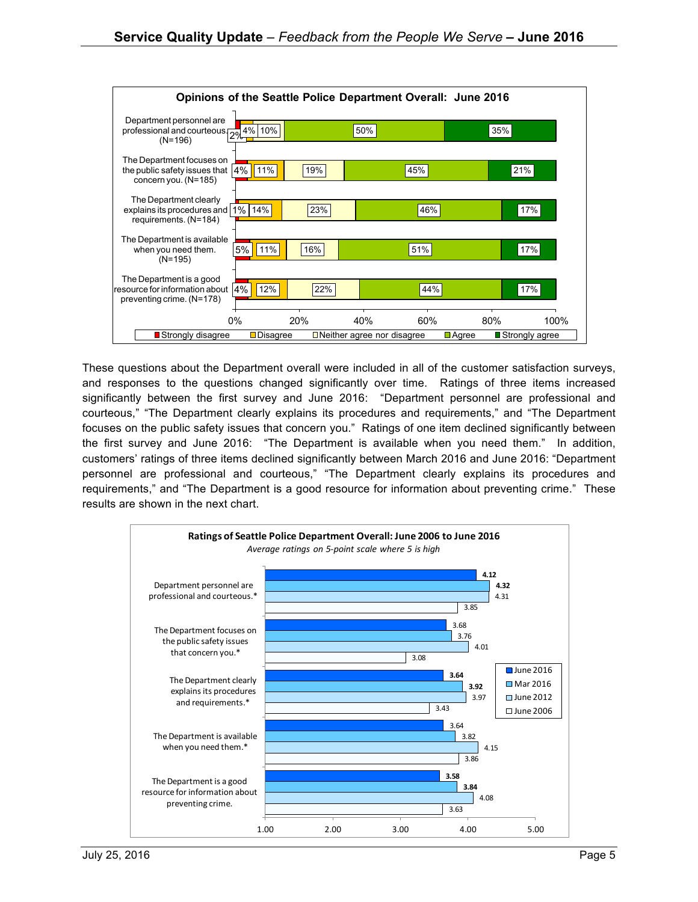**Opinions of the Seattle Police Department Overall: June 2016**

| Statement | Strongly disagree | Disagree | Neither agree nor disagree | Agree | Strongly agree |
|---|---|---|---|---|---|
| Department personnel are professional and courteous. (N=196) | 2% | 4% | 10% | 50% | 35% |
| The Department focuses on the public safety issues that concern you. (N=185) | 4% | 11% | 19% | 45% | 21% |
| The Department clearly explains its procedures and requirements. (N=184) | 1% | 14% | 23% | 46% | 17% |
| The Department is available when you need them. (N=195) | 5% | 11% | 16% | 51% | 17% |
| The Department is a good resource for information about preventing crime. (N=178) | 4% | 12% | 22% | 44% | 17% |

These questions about the Department overall were included in all of the customer satisfaction surveys, and responses to the questions changed significantly over time. Ratings of three items increased significantly between the first survey and June 2016: "Department personnel are professional and courteous," "The Department clearly explains its procedures and requirements," and "The Department focuses on the public safety issues that concern you." Ratings of one item declined significantly between the first survey and June 2016: "The Department is available when you need them." In addition, customers' ratings of three items declined significantly between March 2016 and June 2016: "Department personnel are professional and courteous," "The Department clearly explains its procedures and requirements," and "The Department is a good resource for information about preventing crime." These results are shown in the next chart.

**Ratings of Seattle Police Department Overall: June 2006 to June 2016**

*Average ratings on 5-point scale where 5 is high*

| Statement | June 2016 | Mar 2016 | June 2012 | June 2006 |
|---|---|---|---|---|
| Department personnel are professional and courteous.* | **4.12** | **4.32** | 4.31 | 3.85 |
| The Department focuses on the public safety issues that concern you.* | 3.68 | 3.76 | 4.01 | 3.08 |
| The Department clearly explains its procedures and requirements.* | **3.64** | **3.92** | 3.97 | 3.43 |
| The Department is available when you need them.* | 3.64 | 3.82 | 4.15 | 3.86 |
| The Department is a good resource for information about preventing crime. | **3.58** | **3.84** | 4.08 | 3.63 |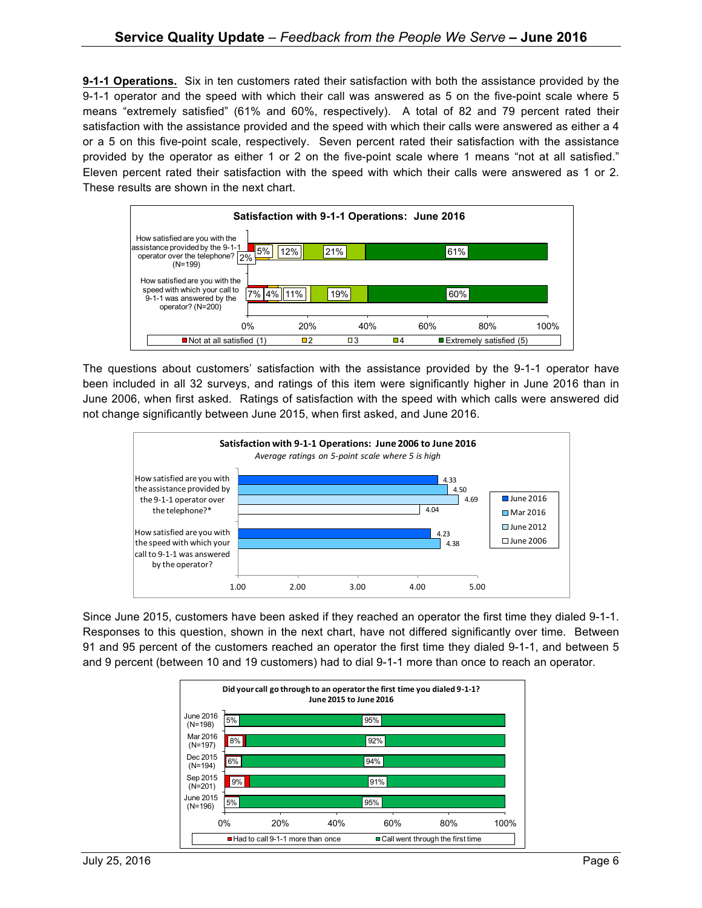**9-1-1 Operations.** Six in ten customers rated their satisfaction with both the assistance provided by the 9-1-1 operator and the speed with which their call was answered as 5 on the five-point scale where 5 means "extremely satisfied" (61% and 60%, respectively). A total of 82 and 79 percent rated their satisfaction with the assistance provided and the speed with which their calls were answered as either a 4 or a 5 on this five-point scale, respectively. Seven percent rated their satisfaction with the assistance provided by the operator as either 1 or 2 on the five-point scale where 1 means "not at all satisfied." Eleven percent rated their satisfaction with the speed with which their calls were answered as 1 or 2. These results are shown in the next chart.

**Satisfaction with 9-1-1 Operations: June 2016**

| Question | Not at all satisfied (1) | 2 | 3 | 4 | Extremely satisfied (5) |
|---|---|---|---|---|---|
| How satisfied are you with the assistance provided by the 9-1-1 operator over the telephone? (N=199) | 2% | 5% | 12% | 21% | 61% |
| How satisfied are you with the speed with which your call to 9-1-1 was answered by the operator? (N=200) | 7% | 4% | 11% | 19% | 60% |

The questions about customers' satisfaction with the assistance provided by the 9-1-1 operator have been included in all 32 surveys, and ratings of this item were significantly higher in June 2016 than in June 2006, when first asked. Ratings of satisfaction with the speed with which calls were answered did not change significantly between June 2015, when first asked, and June 2016.

**Satisfaction with 9-1-1 Operations: June 2006 to June 2016**
*Average ratings on 5-point scale where 5 is high*

| Question | June 2016 | Mar 2016 | June 2012 | June 2006 |
|---|---|---|---|---|
| How satisfied are you with the assistance provided by the 9-1-1 operator over the telephone?* | 4.33 | 4.50 | 4.69 | 4.04 |
| How satisfied are you with the speed with which your call to 9-1-1 was answered by the operator? | 4.23 | 4.38 | | |

Since June 2015, customers have been asked if they reached an operator the first time they dialed 9-1-1. Responses to this question, shown in the next chart, have not differed significantly over time. Between 91 and 95 percent of the customers reached an operator the first time they dialed 9-1-1, and between 5 and 9 percent (between 10 and 19 customers) had to dial 9-1-1 more than once to reach an operator.

**Did your call go through to an operator the first time you dialed 9-1-1?**
**June 2015 to June 2016**

| Survey | Had to call 9-1-1 more than once | Call went through the first time |
|---|---|---|
| June 2016 (N=198) | 5% | 95% |
| Mar 2016 (N=197) | 8% | 92% |
| Dec 2015 (N=194) | 6% | 94% |
| Sep 2015 (N=201) | 9% | 91% |
| June 2015 (N=196) | 5% | 95% |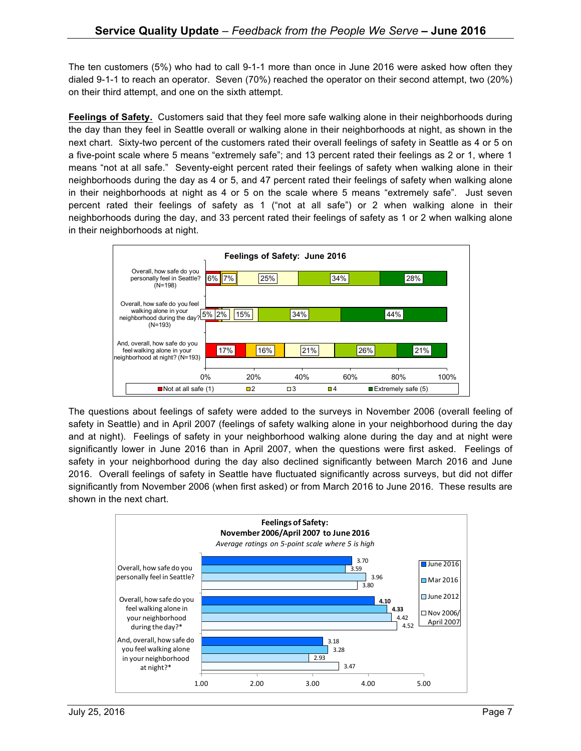The ten customers (5%) who had to call 9-1-1 more than once in June 2016 were asked how often they dialed 9-1-1 to reach an operator. Seven (70%) reached the operator on their second attempt, two (20%) on their third attempt, and one on the sixth attempt.

**Feelings of Safety.** Customers said that they feel more safe walking alone in their neighborhoods during the day than they feel in Seattle overall or walking alone in their neighborhoods at night, as shown in the next chart. Sixty-two percent of the customers rated their overall feelings of safety in Seattle as 4 or 5 on a five-point scale where 5 means "extremely safe"; and 13 percent rated their feelings as 2 or 1, where 1 means "not at all safe." Seventy-eight percent rated their feelings of safety when walking alone in their neighborhoods during the day as 4 or 5, and 47 percent rated their feelings of safety when walking alone in their neighborhoods at night as 4 or 5 on the scale where 5 means "extremely safe". Just seven percent rated their feelings of safety as 1 ("not at all safe") or 2 when walking alone in their neighborhoods during the day, and 33 percent rated their feelings of safety as 1 or 2 when walking alone in their neighborhoods at night.

**Feelings of Safety: June 2016**

| | Not at all safe (1) | 2 | 3 | 4 | Extremely safe (5) |
|---|---|---|---|---|---|
| Overall, how safe do you personally feel in Seattle? (N=198) | 6% | 7% | 25% | 34% | 28% |
| Overall, how safe do you feel walking alone in your neighborhood during the day? (N=193) | 5% | 2% | 15% | 34% | 44% |
| And, overall, how safe do you feel walking alone in your neighborhood at night? (N=193) | 17% | 16% | 21% | 26% | 21% |

The questions about feelings of safety were added to the surveys in November 2006 (overall feeling of safety in Seattle) and in April 2007 (feelings of safety walking alone in your neighborhood during the day and at night). Feelings of safety in your neighborhood walking alone during the day and at night were significantly lower in June 2016 than in April 2007, when the questions were first asked. Feelings of safety in your neighborhood during the day also declined significantly between March 2016 and June 2016. Overall feelings of safety in Seattle have fluctuated significantly across surveys, but did not differ significantly from November 2006 (when first asked) or from March 2016 to June 2016. These results are shown in the next chart.

**Feelings of Safety: November 2006/April 2007 to June 2016**

*Average ratings on 5-point scale where 5 is high*

| | June 2016 | Mar 2016 | June 2012 | Nov 2006/ April 2007 |
|---|---|---|---|---|
| Overall, how safe do you personally feel in Seattle? | 3.70 | 3.59 | 3.96 | 3.80 |
| Overall, how safe do you feel walking alone in your neighborhood during the day?* | **4.10** | **4.33** | 4.42 | 4.52 |
| And, overall, how safe do you feel walking alone in your neighborhood at night?* | 3.18 | 3.28 | 2.93 | 3.47 |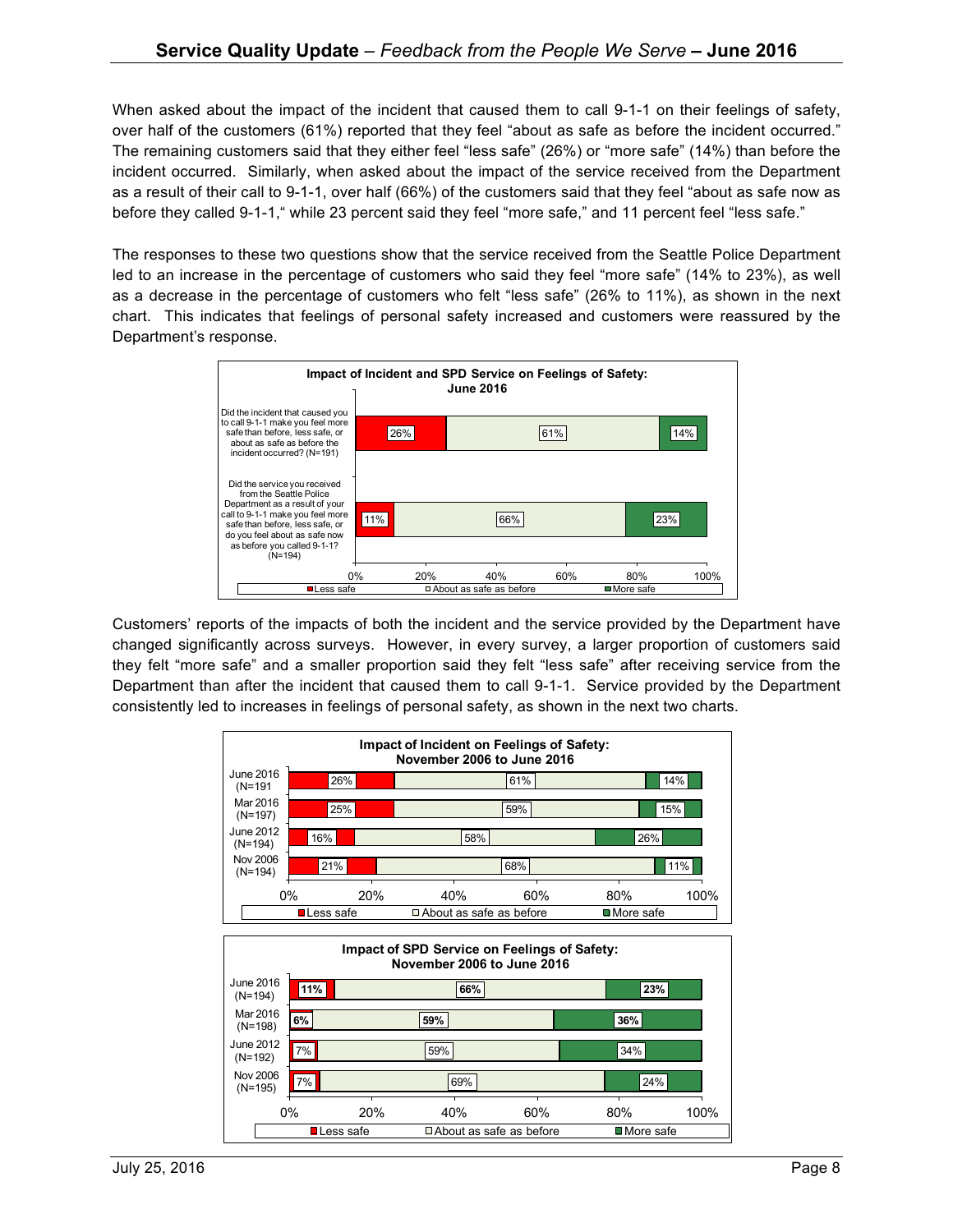When asked about the impact of the incident that caused them to call 9-1-1 on their feelings of safety, over half of the customers (61%) reported that they feel "about as safe as before the incident occurred." The remaining customers said that they either feel "less safe" (26%) or "more safe" (14%) than before the incident occurred. Similarly, when asked about the impact of the service received from the Department as a result of their call to 9-1-1, over half (66%) of the customers said that they feel "about as safe now as before they called 9-1-1," while 23 percent said they feel "more safe," and 11 percent feel "less safe."

The responses to these two questions show that the service received from the Seattle Police Department led to an increase in the percentage of customers who said they feel "more safe" (14% to 23%), as well as a decrease in the percentage of customers who felt "less safe" (26% to 11%), as shown in the next chart. This indicates that feelings of personal safety increased and customers were reassured by the Department's response.

**Impact of Incident and SPD Service on Feelings of Safety: June 2016**

| Question | Less safe | About as safe as before | More safe |
|---|---|---|---|
| Did the incident that caused you to call 9-1-1 make you feel more safe than before, less safe, or about as safe as before the incident occurred? (N=191) | 26% | 61% | 14% |
| Did the service you received from the Seattle Police Department as a result of your call to 9-1-1 make you feel more safe than before, less safe, or do you feel about as safe now as before you called 9-1-1? (N=194) | 11% | 66% | 23% |

Customers' reports of the impacts of both the incident and the service provided by the Department have changed significantly across surveys. However, in every survey, a larger proportion of customers said they felt "more safe" and a smaller proportion said they felt "less safe" after receiving service from the Department than after the incident that caused them to call 9-1-1. Service provided by the Department consistently led to increases in feelings of personal safety, as shown in the next two charts.

**Impact of Incident on Feelings of Safety: November 2006 to June 2016**

| Survey | Less safe | About as safe as before | More safe |
|---|---|---|---|
| June 2016 (N=191 | 26% | 61% | 14% |
| Mar 2016 (N=197) | 25% | 59% | 15% |
| June 2012 (N=194) | 16% | 58% | 26% |
| Nov 2006 (N=194) | 21% | 68% | 11% |

**Impact of SPD Service on Feelings of Safety: November 2006 to June 2016**

| Survey | Less safe | About as safe as before | More safe |
|---|---|---|---|
| June 2016 (N=194) | **11%** | **66%** | **23%** |
| Mar 2016 (N=198) | **6%** | **59%** | **36%** |
| June 2012 (N=192) | 7% | 59% | 34% |
| Nov 2006 (N=195) | 7% | 69% | 24% |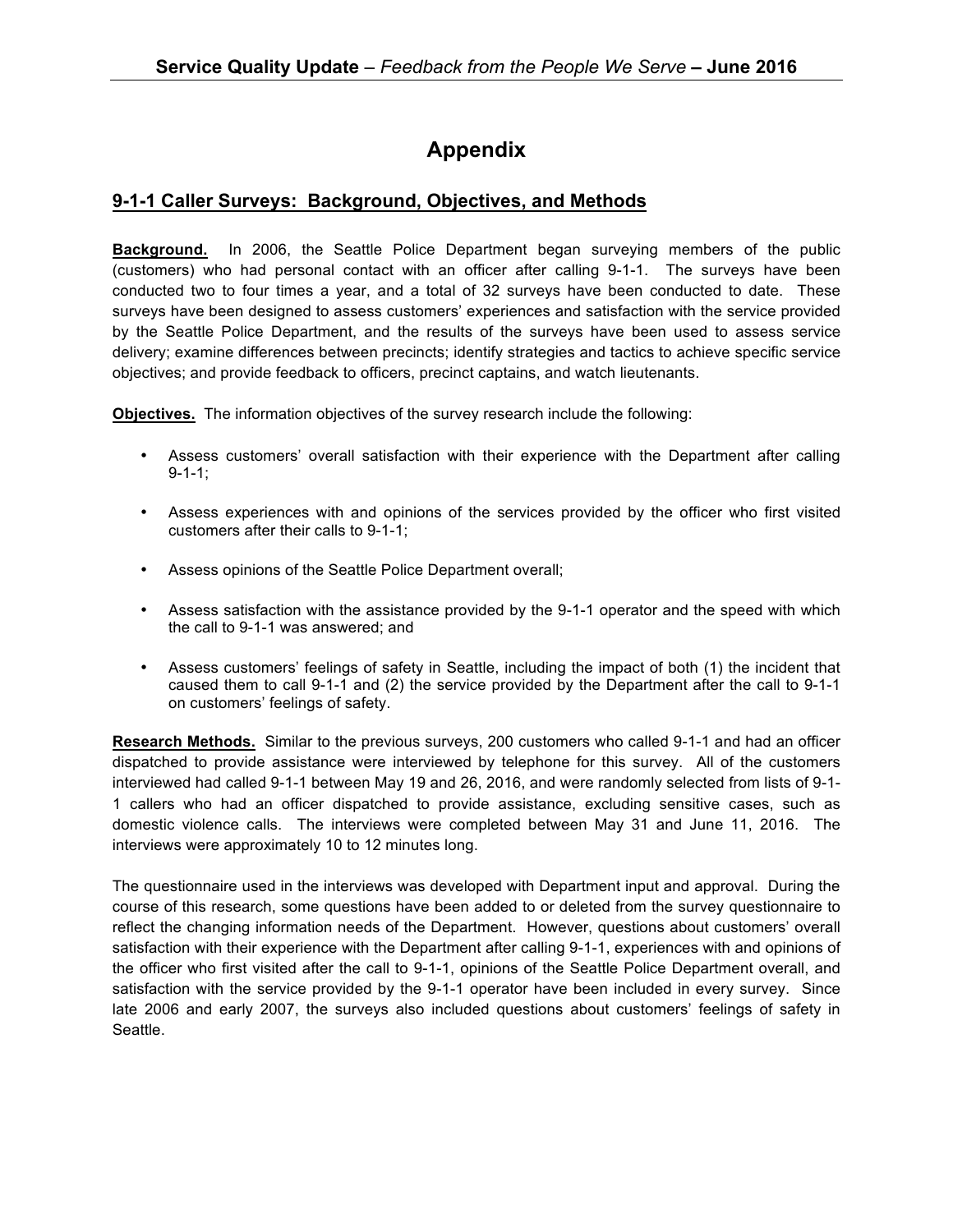# Appendix

## 9-1-1 Caller Surveys: Background, Objectives, and Methods

**Background.** In 2006, the Seattle Police Department began surveying members of the public (customers) who had personal contact with an officer after calling 9-1-1. The surveys have been conducted two to four times a year, and a total of 32 surveys have been conducted to date. These surveys have been designed to assess customers' experiences and satisfaction with the service provided by the Seattle Police Department, and the results of the surveys have been used to assess service delivery; examine differences between precincts; identify strategies and tactics to achieve specific service objectives; and provide feedback to officers, precinct captains, and watch lieutenants.

**Objectives.** The information objectives of the survey research include the following:

- Assess customers' overall satisfaction with their experience with the Department after calling 9-1-1;
- Assess experiences with and opinions of the services provided by the officer who first visited customers after their calls to 9-1-1;
- Assess opinions of the Seattle Police Department overall;
- Assess satisfaction with the assistance provided by the 9-1-1 operator and the speed with which the call to 9-1-1 was answered; and
- Assess customers' feelings of safety in Seattle, including the impact of both (1) the incident that caused them to call 9-1-1 and (2) the service provided by the Department after the call to 9-1-1 on customers' feelings of safety.

**Research Methods.** Similar to the previous surveys, 200 customers who called 9-1-1 and had an officer dispatched to provide assistance were interviewed by telephone for this survey. All of the customers interviewed had called 9-1-1 between May 19 and 26, 2016, and were randomly selected from lists of 9-1-1 callers who had an officer dispatched to provide assistance, excluding sensitive cases, such as domestic violence calls. The interviews were completed between May 31 and June 11, 2016. The interviews were approximately 10 to 12 minutes long.

The questionnaire used in the interviews was developed with Department input and approval. During the course of this research, some questions have been added to or deleted from the survey questionnaire to reflect the changing information needs of the Department. However, questions about customers' overall satisfaction with their experience with the Department after calling 9-1-1, experiences with and opinions of the officer who first visited after the call to 9-1-1, opinions of the Seattle Police Department overall, and satisfaction with the service provided by the 9-1-1 operator have been included in every survey. Since late 2006 and early 2007, the surveys also included questions about customers' feelings of safety in Seattle.